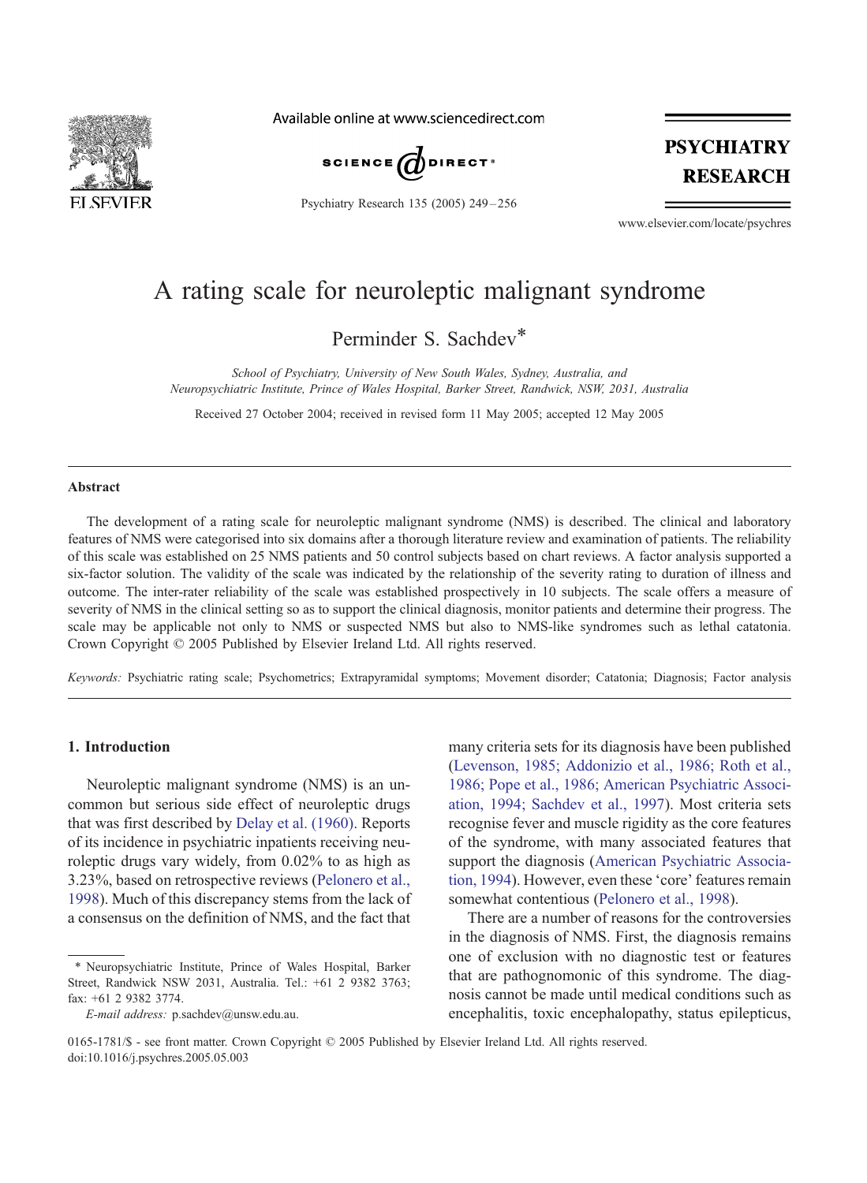# A rating scale for neuroleptic malignant syndrome

Perminder S. Sachdev*

*School of Psychiatry, University of New South Wales, Sydney, Australia, and Neuropsychiatric Institute, Prince of Wales Hospital, Barker Street, Randwick, NSW, 2031, Australia*

Received 27 October 2004; received in revised form 11 May 2005; accepted 12 May 2005

## Abstract

The development of a rating scale for neuroleptic malignant syndrome (NMS) is described. The clinical and laboratory features of NMS were categorised into six domains after a thorough literature review and examination of patients. The reliability of this scale was established on 25 NMS patients and 50 control subjects based on chart reviews. A factor analysis supported a six-factor solution. The validity of the scale was indicated by the relationship of the severity rating to duration of illness and outcome. The inter-rater reliability of the scale was established prospectively in 10 subjects. The scale offers a measure of severity of NMS in the clinical setting so as to support the clinical diagnosis, monitor patients and determine their progress. The scale may be applicable not only to NMS or suspected NMS but also to NMS-like syndromes such as lethal catatonia. Crown Copyright © 2005 Published by Elsevier Ireland Ltd. All rights reserved.

*Keywords:* Psychiatric rating scale; Psychometrics; Extrapyramidal symptoms; Movement disorder; Catatonia; Diagnosis; Factor analysis

## 1. Introduction

Neuroleptic malignant syndrome (NMS) is an uncommon but serious side effect of neuroleptic drugs that was first described by Delay et al. (1960). Reports of its incidence in psychiatric inpatients receiving neuroleptic drugs vary widely, from 0.02% to as high as 3.23%, based on retrospective reviews (Pelonero et al., 1998). Much of this discrepancy stems from the lack of a consensus on the definition of NMS, and the fact that many criteria sets for its diagnosis have been published (Levenson, 1985; Addonizio et al., 1986; Roth et al., 1986; Pope et al., 1986; American Psychiatric Association, 1994; Sachdev et al., 1997). Most criteria sets recognise fever and muscle rigidity as the core features of the syndrome, with many associated features that support the diagnosis (American Psychiatric Association, 1994). However, even these 'core' features remain somewhat contentious (Pelonero et al., 1998).

There are a number of reasons for the controversies in the diagnosis of NMS. First, the diagnosis remains one of exclusion with no diagnostic test or features that are pathognomonic of this syndrome. The diagnosis cannot be made until medical conditions such as encephalitis, toxic encephalopathy, status epilepticus,

\* Neuropsychiatric Institute, Prince of Wales Hospital, Barker Street, Randwick NSW 2031, Australia. Tel.: +61 2 9382 3763; fax: +61 2 9382 3774.

*E-mail address:* p.sachdev@unsw.edu.au.

0165-1781/$ - see front matter. Crown Copyright © 2005 Published by Elsevier Ireland Ltd. All rights reserved.
doi:10.1016/j.psychres.2005.05.003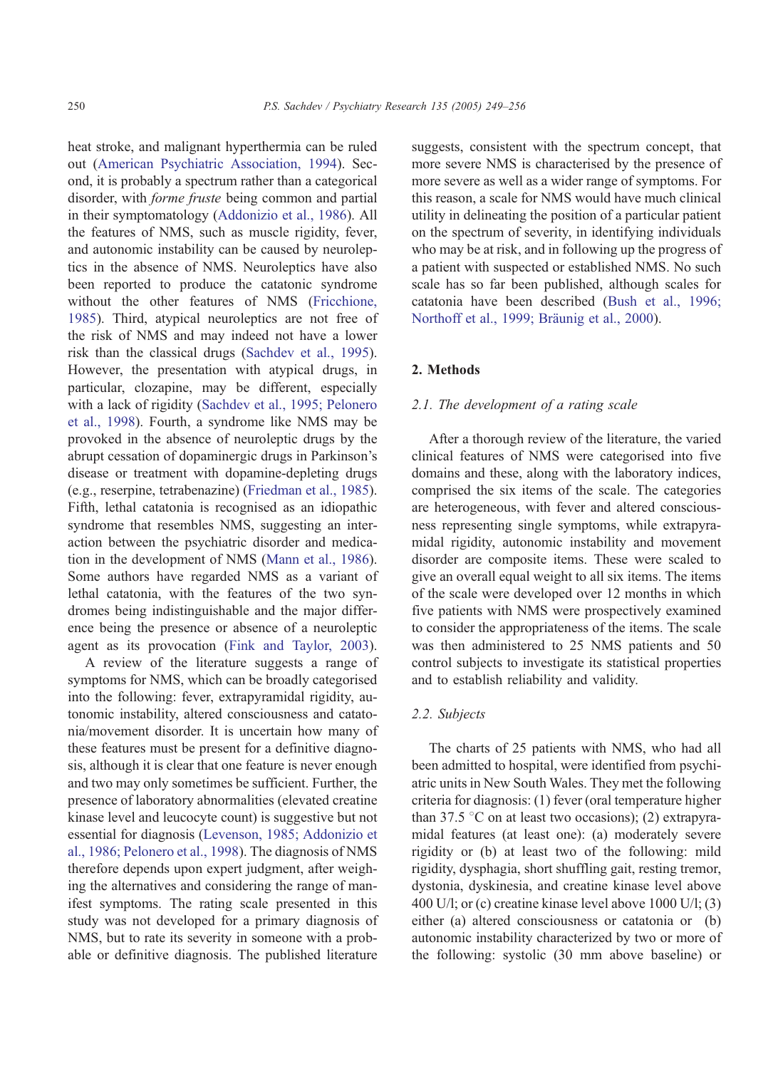heat stroke, and malignant hyperthermia can be ruled out (American Psychiatric Association, 1994). Second, it is probably a spectrum rather than a categorical disorder, with *forme fruste* being common and partial in their symptomatology (Addonizio et al., 1986). All the features of NMS, such as muscle rigidity, fever, and autonomic instability can be caused by neuroleptics in the absence of NMS. Neuroleptics have also been reported to produce the catatonic syndrome without the other features of NMS (Fricchione, 1985). Third, atypical neuroleptics are not free of the risk of NMS and may indeed not have a lower risk than the classical drugs (Sachdev et al., 1995). However, the presentation with atypical drugs, in particular, clozapine, may be different, especially with a lack of rigidity (Sachdev et al., 1995; Pelonero et al., 1998). Fourth, a syndrome like NMS may be provoked in the absence of neuroleptic drugs by the abrupt cessation of dopaminergic drugs in Parkinson's disease or treatment with dopamine-depleting drugs (e.g., reserpine, tetrabenazine) (Friedman et al., 1985). Fifth, lethal catatonia is recognised as an idiopathic syndrome that resembles NMS, suggesting an interaction between the psychiatric disorder and medication in the development of NMS (Mann et al., 1986). Some authors have regarded NMS as a variant of lethal catatonia, with the features of the two syndromes being indistinguishable and the major difference being the presence or absence of a neuroleptic agent as its provocation (Fink and Taylor, 2003).

A review of the literature suggests a range of symptoms for NMS, which can be broadly categorised into the following: fever, extrapyramidal rigidity, autonomic instability, altered consciousness and catatonia/movement disorder. It is uncertain how many of these features must be present for a definitive diagnosis, although it is clear that one feature is never enough and two may only sometimes be sufficient. Further, the presence of laboratory abnormalities (elevated creatine kinase level and leucocyte count) is suggestive but not essential for diagnosis (Levenson, 1985; Addonizio et al., 1986; Pelonero et al., 1998). The diagnosis of NMS therefore depends upon expert judgment, after weighing the alternatives and considering the range of manifest symptoms. The rating scale presented in this study was not developed for a primary diagnosis of NMS, but to rate its severity in someone with a probable or definitive diagnosis. The published literature suggests, consistent with the spectrum concept, that more severe NMS is characterised by the presence of more severe as well as a wider range of symptoms. For this reason, a scale for NMS would have much clinical utility in delineating the position of a particular patient on the spectrum of severity, in identifying individuals who may be at risk, and in following up the progress of a patient with suspected or established NMS. No such scale has so far been published, although scales for catatonia have been described (Bush et al., 1996; Northoff et al., 1999; Bräunig et al., 2000).

## 2. Methods

### *2.1. The development of a rating scale*

After a thorough review of the literature, the varied clinical features of NMS were categorised into five domains and these, along with the laboratory indices, comprised the six items of the scale. The categories are heterogeneous, with fever and altered consciousness representing single symptoms, while extrapyramidal rigidity, autonomic instability and movement disorder are composite items. These were scaled to give an overall equal weight to all six items. The items of the scale were developed over 12 months in which five patients with NMS were prospectively examined to consider the appropriateness of the items. The scale was then administered to 25 NMS patients and 50 control subjects to investigate its statistical properties and to establish reliability and validity.

### *2.2. Subjects*

The charts of 25 patients with NMS, who had all been admitted to hospital, were identified from psychiatric units in New South Wales. They met the following criteria for diagnosis: (1) fever (oral temperature higher than 37.5 °C on at least two occasions); (2) extrapyramidal features (at least one): (a) moderately severe rigidity or (b) at least two of the following: mild rigidity, dysphagia, short shuffling gait, resting tremor, dystonia, dyskinesia, and creatine kinase level above 400 U/l; or (c) creatine kinase level above 1000 U/l; (3) either (a) altered consciousness or catatonia or (b) autonomic instability characterized by two or more of the following: systolic (30 mm above baseline) or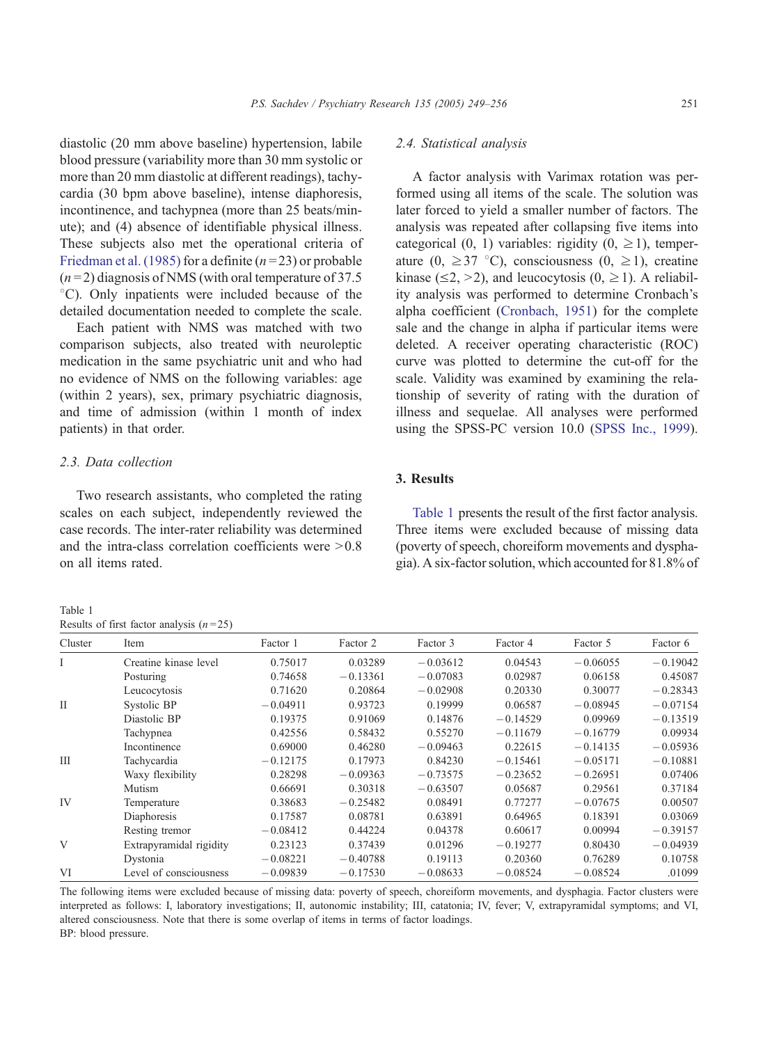diastolic (20 mm above baseline) hypertension, labile blood pressure (variability more than 30 mm systolic or more than 20 mm diastolic at different readings), tachycardia (30 bpm above baseline), intense diaphoresis, incontinence, and tachypnea (more than 25 beats/minute); and (4) absence of identifiable physical illness. These subjects also met the operational criteria of Friedman et al. (1985) for a definite ($n=23$) or probable ($n=2$) diagnosis of NMS (with oral temperature of 37.5 °C). Only inpatients were included because of the detailed documentation needed to complete the scale.

Each patient with NMS was matched with two comparison subjects, also treated with neuroleptic medication in the same psychiatric unit and who had no evidence of NMS on the following variables: age (within 2 years), sex, primary psychiatric diagnosis, and time of admission (within 1 month of index patients) in that order.

### 2.3. Data collection

Two research assistants, who completed the rating scales on each subject, independently reviewed the case records. The inter-rater reliability was determined and the intra-class correlation coefficients were >0.8 on all items rated.

### 2.4. Statistical analysis

A factor analysis with Varimax rotation was performed using all items of the scale. The solution was later forced to yield a smaller number of factors. The analysis was repeated after collapsing five items into categorical (0, 1) variables: rigidity (0, ≥1), temperature (0, ≥37 °C), consciousness (0, ≥1), creatine kinase (≤2, >2), and leucocytosis (0, ≥1). A reliability analysis was performed to determine Cronbach's alpha coefficient (Cronbach, 1951) for the complete sale and the change in alpha if particular items were deleted. A receiver operating characteristic (ROC) curve was plotted to determine the cut-off for the scale. Validity was examined by examining the relationship of severity of rating with the duration of illness and sequelae. All analyses were performed using the SPSS-PC version 10.0 (SPSS Inc., 1999).

## 3. Results

Table 1 presents the result of the first factor analysis. Three items were excluded because of missing data (poverty of speech, choreiform movements and dysphagia). A six-factor solution, which accounted for 81.8% of

Table 1
Results of first factor analysis ($n=25$)

| Cluster | Item | Factor 1 | Factor 2 | Factor 3 | Factor 4 | Factor 5 | Factor 6 |
|---|---|---|---|---|---|---|---|
| I | Creatine kinase level | 0.75017 | 0.03289 | −0.03612 | 0.04543 | −0.06055 | −0.19042 |
| | Posturing | 0.74658 | −0.13361 | −0.07083 | 0.02987 | 0.06158 | 0.45087 |
| | Leucocytosis | 0.71620 | 0.20864 | −0.02908 | 0.20330 | 0.30077 | −0.28343 |
| II | Systolic BP | −0.04911 | 0.93723 | 0.19999 | 0.06587 | −0.08945 | −0.07154 |
| | Diastolic BP | 0.19375 | 0.91069 | 0.14876 | −0.14529 | 0.09969 | −0.13519 |
| | Tachypnea | 0.42556 | 0.58432 | 0.55270 | −0.11679 | −0.16779 | 0.09934 |
| | Incontinence | 0.69000 | 0.46280 | −0.09463 | 0.22615 | −0.14135 | −0.05936 |
| III | Tachycardia | −0.12175 | 0.17973 | 0.84230 | −0.15461 | −0.05171 | −0.10881 |
| | Waxy flexibility | 0.28298 | −0.09363 | −0.73575 | −0.23652 | −0.26951 | 0.07406 |
| | Mutism | 0.66691 | 0.30318 | −0.63507 | 0.05687 | 0.29561 | 0.37184 |
| IV | Temperature | 0.38683 | −0.25482 | 0.08491 | 0.77277 | −0.07675 | 0.00507 |
| | Diaphoresis | 0.17587 | 0.08781 | 0.63891 | 0.64965 | 0.18391 | 0.03069 |
| | Resting tremor | −0.08412 | 0.44224 | 0.04378 | 0.60617 | 0.00994 | −0.39157 |
| V | Extrapyramidal rigidity | 0.23123 | 0.37439 | 0.01296 | −0.19277 | 0.80430 | −0.04939 |
| | Dystonia | −0.08221 | −0.40788 | 0.19113 | 0.20360 | 0.76289 | 0.10758 |
| VI | Level of consciousness | −0.09839 | −0.17530 | −0.08633 | −0.08524 | −0.08524 | .01099 |

The following items were excluded because of missing data: poverty of speech, choreiform movements, and dysphagia. Factor clusters were interpreted as follows: I, laboratory investigations; II, autonomic instability; III, catatonia; IV, fever; V, extrapyramidal symptoms; and VI, altered consciousness. Note that there is some overlap of items in terms of factor loadings.
BP: blood pressure.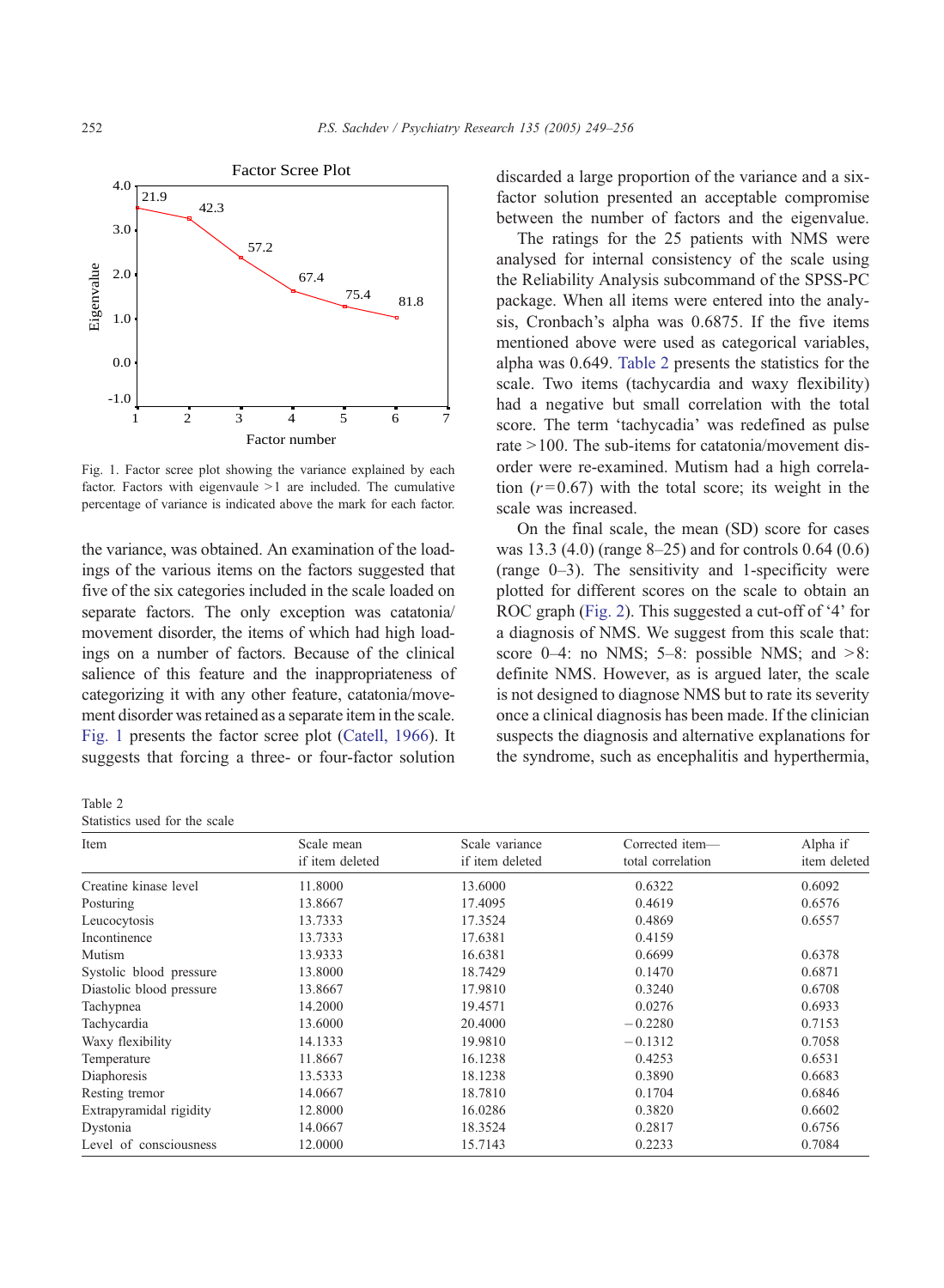Fig. 1. Factor scree plot showing the variance explained by each factor. Factors with eigenvaule >1 are included. The cumulative percentage of variance is indicated above the mark for each factor.

the variance, was obtained. An examination of the loadings of the various items on the factors suggested that five of the six categories included in the scale loaded on separate factors. The only exception was catatonia/movement disorder, the items of which had high loadings on a number of factors. Because of the clinical salience of this feature and the inappropriateness of categorizing it with any other feature, catatonia/movement disorder was retained as a separate item in the scale. Fig. 1 presents the factor scree plot (Catell, 1966). It suggests that forcing a three- or four-factor solution discarded a large proportion of the variance and a six-factor solution presented an acceptable compromise between the number of factors and the eigenvalue.

The ratings for the 25 patients with NMS were analysed for internal consistency of the scale using the Reliability Analysis subcommand of the SPSS-PC package. When all items were entered into the analysis, Cronbach's alpha was 0.6875. If the five items mentioned above were used as categorical variables, alpha was 0.649. Table 2 presents the statistics for the scale. Two items (tachycardia and waxy flexibility) had a negative but small correlation with the total score. The term 'tachycadia' was redefined as pulse rate >100. The sub-items for catatonia/movement disorder were re-examined. Mutism had a high correlation ($r = 0.67$) with the total score; its weight in the scale was increased.

On the final scale, the mean (SD) score for cases was 13.3 (4.0) (range 8–25) and for controls 0.64 (0.6) (range 0–3). The sensitivity and 1-specificity were plotted for different scores on the scale to obtain an ROC graph (Fig. 2). This suggested a cut-off of '4' for a diagnosis of NMS. We suggest from this scale that: score 0–4: no NMS; 5–8: possible NMS; and >8: definite NMS. However, as is argued later, the scale is not designed to diagnose NMS but to rate its severity once a clinical diagnosis has been made. If the clinician suspects the diagnosis and alternative explanations for the syndrome, such as encephalitis and hyperthermia,

Table 2
Statistics used for the scale

| Item | Scale mean if item deleted | Scale variance if item deleted | Corrected item—total correlation | Alpha if item deleted |
|---|---|---|---|---|
| Creatine kinase level | 11.8000 | 13.6000 | 0.6322 | 0.6092 |
| Posturing | 13.8667 | 17.4095 | 0.4619 | 0.6576 |
| Leucocytosis | 13.7333 | 17.3524 | 0.4869 | 0.6557 |
| Incontinence | 13.7333 | 17.6381 | 0.4159 | |
| Mutism | 13.9333 | 16.6381 | 0.6699 | 0.6378 |
| Systolic blood pressure | 13.8000 | 18.7429 | 0.1470 | 0.6871 |
| Diastolic blood pressure | 13.8667 | 17.9810 | 0.3240 | 0.6708 |
| Tachypnea | 14.2000 | 19.4571 | 0.0276 | 0.6933 |
| Tachycardia | 13.6000 | 20.4000 | −0.2280 | 0.7153 |
| Waxy flexibility | 14.1333 | 19.9810 | −0.1312 | 0.7058 |
| Temperature | 11.8667 | 16.1238 | 0.4253 | 0.6531 |
| Diaphoresis | 13.5333 | 18.1238 | 0.3890 | 0.6683 |
| Resting tremor | 14.0667 | 18.7810 | 0.1704 | 0.6846 |
| Extrapyramidal rigidity | 12.8000 | 16.0286 | 0.3820 | 0.6602 |
| Dystonia | 14.0667 | 18.3524 | 0.2817 | 0.6756 |
| Level of consciousness | 12.0000 | 15.7143 | 0.2233 | 0.7084 |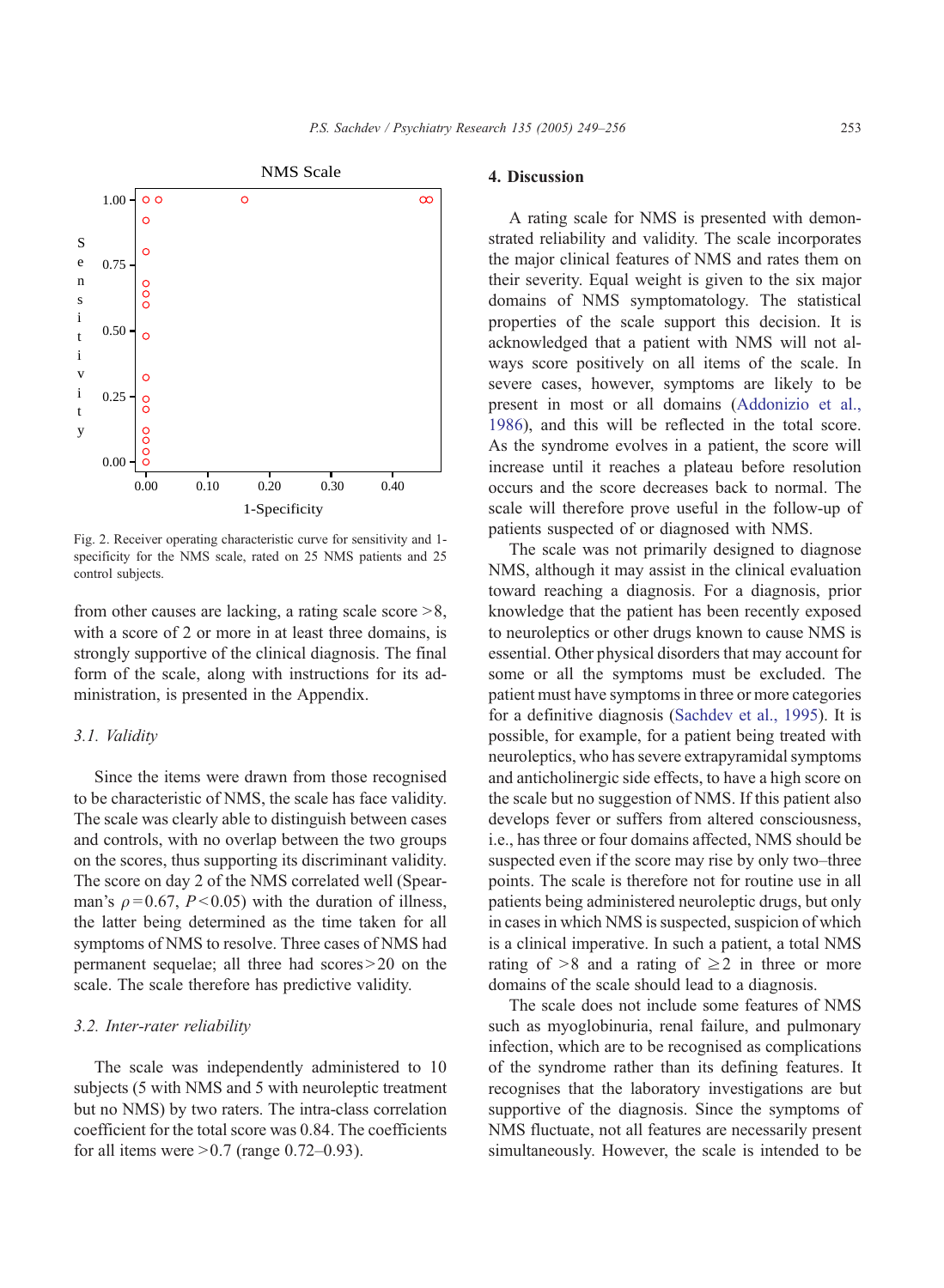Fig. 2. Receiver operating characteristic curve for sensitivity and 1-specificity for the NMS scale, rated on 25 NMS patients and 25 control subjects.

from other causes are lacking, a rating scale score >8, with a score of 2 or more in at least three domains, is strongly supportive of the clinical diagnosis. The final form of the scale, along with instructions for its administration, is presented in the Appendix.

### 3.1. Validity

Since the items were drawn from those recognised to be characteristic of NMS, the scale has face validity. The scale was clearly able to distinguish between cases and controls, with no overlap between the two groups on the scores, thus supporting its discriminant validity. The score on day 2 of the NMS correlated well (Spearman's $\rho = 0.67$, $P < 0.05$) with the duration of illness, the latter being determined as the time taken for all symptoms of NMS to resolve. Three cases of NMS had permanent sequelae; all three had scores > 20 on the scale. The scale therefore has predictive validity.

### 3.2. Inter-rater reliability

The scale was independently administered to 10 subjects (5 with NMS and 5 with neuroleptic treatment but no NMS) by two raters. The intra-class correlation coefficient for the total score was 0.84. The coefficients for all items were >0.7 (range 0.72–0.93).

## 4. Discussion

A rating scale for NMS is presented with demonstrated reliability and validity. The scale incorporates the major clinical features of NMS and rates them on their severity. Equal weight is given to the six major domains of NMS symptomatology. The statistical properties of the scale support this decision. It is acknowledged that a patient with NMS will not always score positively on all items of the scale. In severe cases, however, symptoms are likely to be present in most or all domains (Addonizio et al., 1986), and this will be reflected in the total score. As the syndrome evolves in a patient, the score will increase until it reaches a plateau before resolution occurs and the score decreases back to normal. The scale will therefore prove useful in the follow-up of patients suspected of or diagnosed with NMS.

The scale was not primarily designed to diagnose NMS, although it may assist in the clinical evaluation toward reaching a diagnosis. For a diagnosis, prior knowledge that the patient has been recently exposed to neuroleptics or other drugs known to cause NMS is essential. Other physical disorders that may account for some or all the symptoms must be excluded. The patient must have symptoms in three or more categories for a definitive diagnosis (Sachdev et al., 1995). It is possible, for example, for a patient being treated with neuroleptics, who has severe extrapyramidal symptoms and anticholinergic side effects, to have a high score on the scale but no suggestion of NMS. If this patient also develops fever or suffers from altered consciousness, i.e., has three or four domains affected, NMS should be suspected even if the score may rise by only two–three points. The scale is therefore not for routine use in all patients being administered neuroleptic drugs, but only in cases in which NMS is suspected, suspicion of which is a clinical imperative. In such a patient, a total NMS rating of >8 and a rating of ≥2 in three or more domains of the scale should lead to a diagnosis.

The scale does not include some features of NMS such as myoglobinuria, renal failure, and pulmonary infection, which are to be recognised as complications of the syndrome rather than its defining features. It recognises that the laboratory investigations are but supportive of the diagnosis. Since the symptoms of NMS fluctuate, not all features are necessarily present simultaneously. However, the scale is intended to be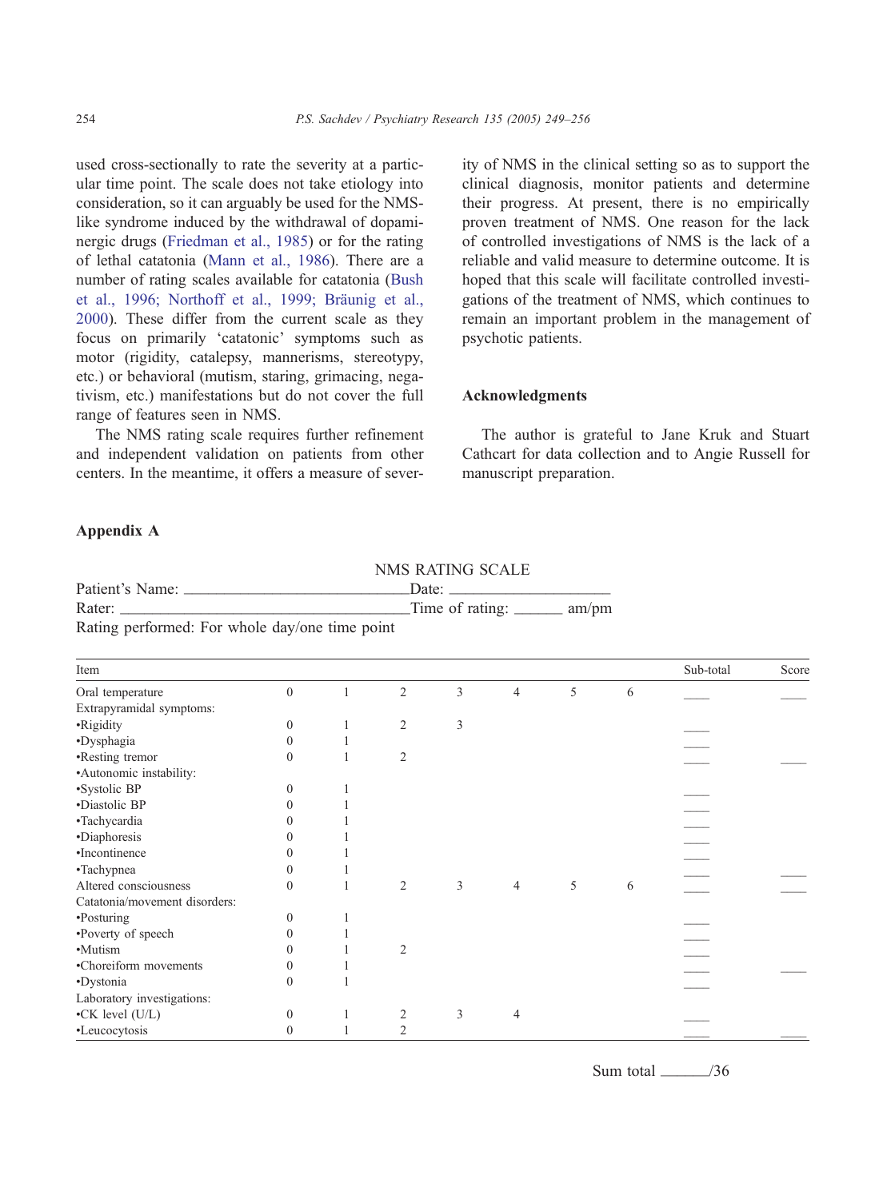used cross-sectionally to rate the severity at a particular time point. The scale does not take etiology into consideration, so it can arguably be used for the NMS-like syndrome induced by the withdrawal of dopaminergic drugs (Friedman et al., 1985) or for the rating of lethal catatonia (Mann et al., 1986). There are a number of rating scales available for catatonia (Bush et al., 1996; Northoff et al., 1999; Bräunig et al., 2000). These differ from the current scale as they focus on primarily 'catatonic' symptoms such as motor (rigidity, catalepsy, mannerisms, stereotypy, etc.) or behavioral (mutism, staring, grimacing, negativism, etc.) manifestations but do not cover the full range of features seen in NMS.

The NMS rating scale requires further refinement and independent validation on patients from other centers. In the meantime, it offers a measure of severity of NMS in the clinical setting so as to support the clinical diagnosis, monitor patients and determine their progress. At present, there is no empirically proven treatment of NMS. One reason for the lack of controlled investigations of NMS is the lack of a reliable and valid measure to determine outcome. It is hoped that this scale will facilitate controlled investigations of the treatment of NMS, which continues to remain an important problem in the management of psychotic patients.

## Acknowledgments

The author is grateful to Jane Kruk and Stuart Cathcart for data collection and to Angie Russell for manuscript preparation.

## Appendix A

NMS RATING SCALE

Patient's Name: ______________________ Date: ______________

Rater: ______________________________ Time of rating: ______ am/pm

Rating performed: For whole day/one time point

| Item | | | | | | | | Sub-total | Score |
|---|---|---|---|---|---|---|---|---|---|
| Oral temperature | 0 | 1 | 2 | 3 | 4 | 5 | 6 | ____ | ____ |
| Extrapyramidal symptoms: | | | | | | | | | |
| •Rigidity | 0 | 1 | 2 | 3 | | | | ____ | |
| •Dysphagia | 0 | 1 | | | | | | ____ | |
| •Resting tremor | 0 | 1 | 2 | | | | | ____ | ____ |
| •Autonomic instability: | | | | | | | | | |
| •Systolic BP | 0 | 1 | | | | | | ____ | |
| •Diastolic BP | 0 | 1 | | | | | | ____ | |
| •Tachycardia | 0 | 1 | | | | | | ____ | |
| •Diaphoresis | 0 | 1 | | | | | | ____ | |
| •Incontinence | 0 | 1 | | | | | | ____ | |
| •Tachypnea | 0 | 1 | | | | | | ____ | ____ |
| Altered consciousness | 0 | 1 | 2 | 3 | 4 | 5 | 6 | ____ | ____ |
| Catatonia/movement disorders: | | | | | | | | | |
| •Posturing | 0 | 1 | | | | | | ____ | |
| •Poverty of speech | 0 | 1 | | | | | | ____ | |
| •Mutism | 0 | 1 | 2 | | | | | ____ | |
| •Choreiform movements | 0 | 1 | | | | | | ____ | ____ |
| •Dystonia | 0 | 1 | | | | | | ____ | |
| Laboratory investigations: | | | | | | | | | |
| •CK level (U/L) | 0 | 1 | 2 | 3 | 4 | | | ____ | |
| •Leucocytosis | 0 | 1 | 2 | | | | | ____ | ____ |

Sum total ______/36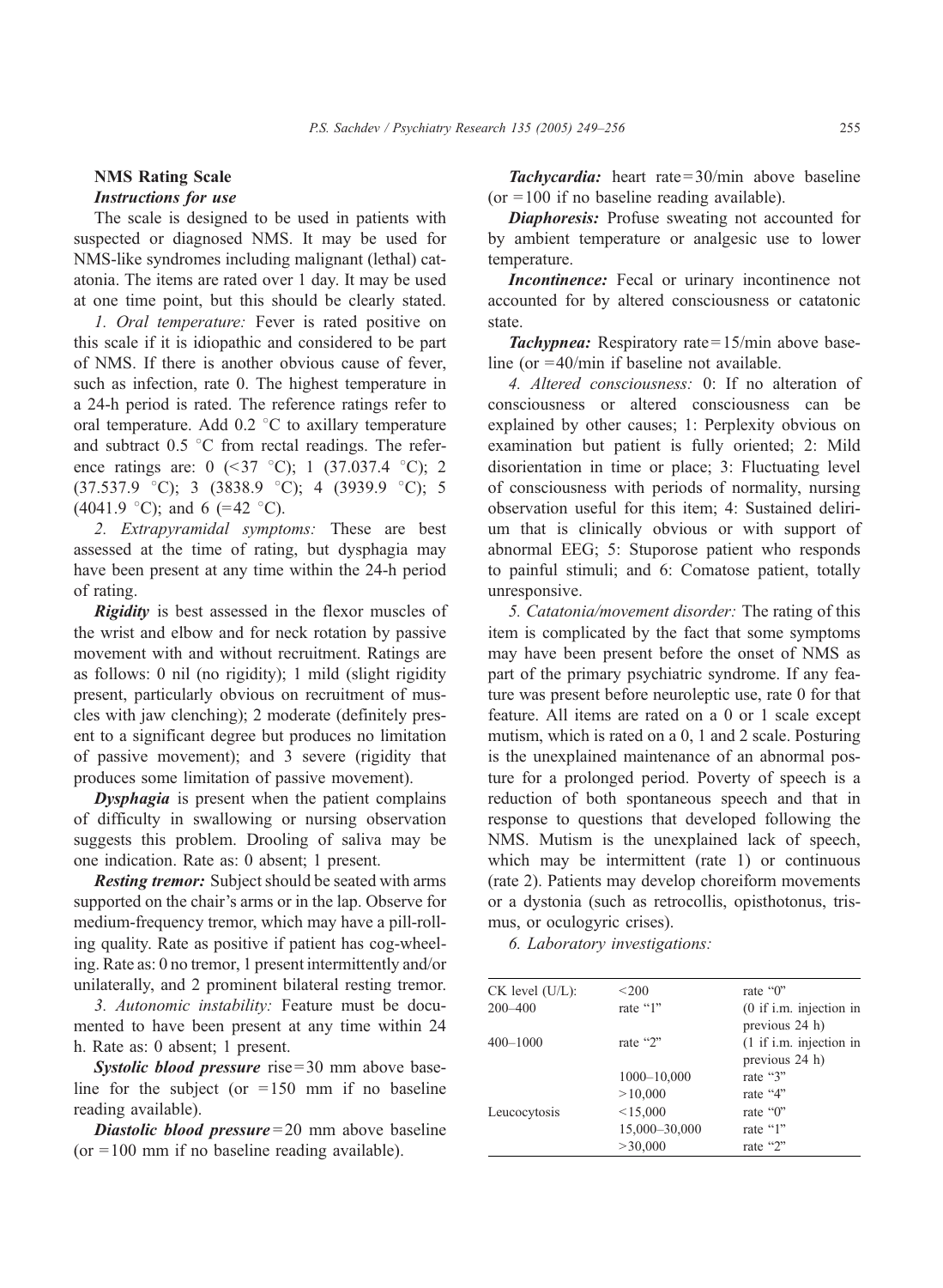## NMS Rating Scale

### *Instructions for use*

The scale is designed to be used in patients with suspected or diagnosed NMS. It may be used for NMS-like syndromes including malignant (lethal) catatonia. The items are rated over 1 day. It may be used at one time point, but this should be clearly stated.

*1. Oral temperature:* Fever is rated positive on this scale if it is idiopathic and considered to be part of NMS. If there is another obvious cause of fever, such as infection, rate 0. The highest temperature in a 24-h period is rated. The reference ratings refer to oral temperature. Add 0.2 °C to axillary temperature and subtract 0.5 °C from rectal readings. The reference ratings are: 0 (<37 °C); 1 (37.037.4 °C); 2 (37.537.9 °C); 3 (3838.9 °C); 4 (3939.9 °C); 5 (4041.9 °C); and 6 (=42 °C).

*2. Extrapyramidal symptoms:* These are best assessed at the time of rating, but dysphagia may have been present at any time within the 24-h period of rating.

***Rigidity*** is best assessed in the flexor muscles of the wrist and elbow and for neck rotation by passive movement with and without recruitment. Ratings are as follows: 0 nil (no rigidity); 1 mild (slight rigidity present, particularly obvious on recruitment of muscles with jaw clenching); 2 moderate (definitely present to a significant degree but produces no limitation of passive movement); and 3 severe (rigidity that produces some limitation of passive movement).

***Dysphagia*** is present when the patient complains of difficulty in swallowing or nursing observation suggests this problem. Drooling of saliva may be one indication. Rate as: 0 absent; 1 present.

***Resting tremor:*** Subject should be seated with arms supported on the chair's arms or in the lap. Observe for medium-frequency tremor, which may have a pill-rolling quality. Rate as positive if patient has cog-wheeling. Rate as: 0 no tremor, 1 present intermittently and/or unilaterally, and 2 prominent bilateral resting tremor.

*3. Autonomic instability:* Feature must be documented to have been present at any time within 24 h. Rate as: 0 absent; 1 present.

***Systolic blood pressure*** rise = 30 mm above baseline for the subject (or = 150 mm if no baseline reading available).

***Diastolic blood pressure*** = 20 mm above baseline (or = 100 mm if no baseline reading available).

***Tachycardia:*** heart rate = 30/min above baseline (or = 100 if no baseline reading available).

***Diaphoresis:*** Profuse sweating not accounted for by ambient temperature or analgesic use to lower temperature.

***Incontinence:*** Fecal or urinary incontinence not accounted for by altered consciousness or catatonic state.

***Tachypnea:*** Respiratory rate = 15/min above baseline (or = 40/min if baseline not available.

*4. Altered consciousness:* 0: If no alteration of consciousness or altered consciousness can be explained by other causes; 1: Perplexity obvious on examination but patient is fully oriented; 2: Mild disorientation in time or place; 3: Fluctuating level of consciousness with periods of normality, nursing observation useful for this item; 4: Sustained delirium that is clinically obvious or with support of abnormal EEG; 5: Stuporose patient who responds to painful stimuli; and 6: Comatose patient, totally unresponsive.

*5. Catatonia/movement disorder:* The rating of this item is complicated by the fact that some symptoms may have been present before the onset of NMS as part of the primary psychiatric syndrome. If any feature was present before neuroleptic use, rate 0 for that feature. All items are rated on a 0 or 1 scale except mutism, which is rated on a 0, 1 and 2 scale. Posturing is the unexplained maintenance of an abnormal posture for a prolonged period. Poverty of speech is a reduction of both spontaneous speech and that in response to questions that developed following the NMS. Mutism is the unexplained lack of speech, which may be intermittent (rate 1) or continuous (rate 2). Patients may develop choreiform movements or a dystonia (such as retrocollis, opisthotonus, trismus, or oculogyric crises).

*6. Laboratory investigations:*

| CK level (U/L): | <200 | rate "0" |
|---|---|---|
| 200–400 | rate "1" | (0 if i.m. injection in previous 24 h) |
| 400–1000 | rate "2" | (1 if i.m. injection in previous 24 h) |
| | 1000–10,000 | rate "3" |
| | >10,000 | rate "4" |
| Leucocytosis | <15,000 | rate "0" |
| | 15,000–30,000 | rate "1" |
| | >30,000 | rate "2" |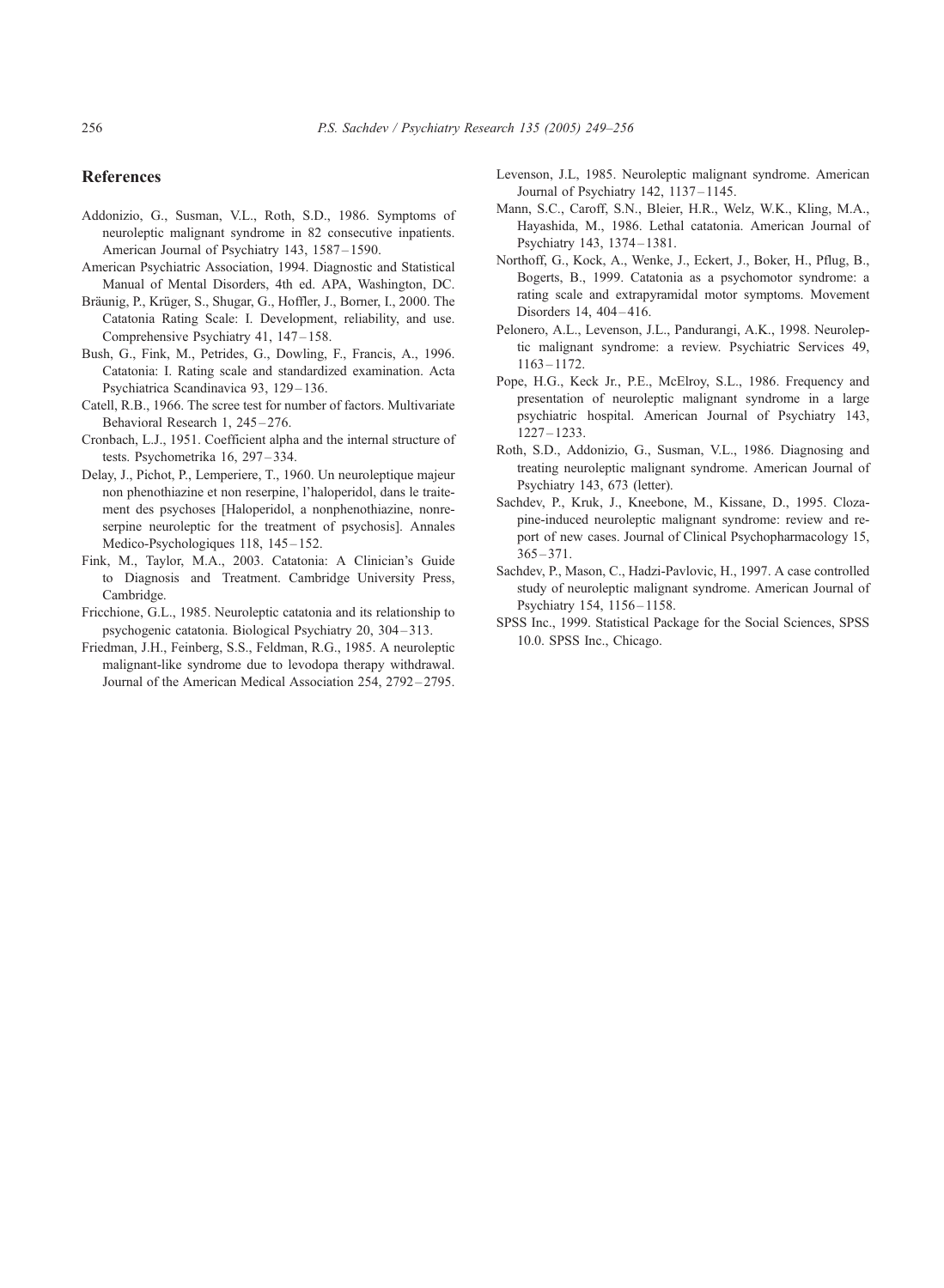## References

Addonizio, G., Susman, V.L., Roth, S.D., 1986. Symptoms of neuroleptic malignant syndrome in 82 consecutive inpatients. American Journal of Psychiatry 143, 1587–1590.

American Psychiatric Association, 1994. Diagnostic and Statistical Manual of Mental Disorders, 4th ed. APA, Washington, DC.

Bräunig, P., Krüger, S., Shugar, G., Hoffler, J., Borner, I., 2000. The Catatonia Rating Scale: I. Development, reliability, and use. Comprehensive Psychiatry 41, 147–158.

Bush, G., Fink, M., Petrides, G., Dowling, F., Francis, A., 1996. Catatonia: I. Rating scale and standardized examination. Acta Psychiatrica Scandinavica 93, 129–136.

Catell, R.B., 1966. The scree test for number of factors. Multivariate Behavioral Research 1, 245–276.

Cronbach, L.J., 1951. Coefficient alpha and the internal structure of tests. Psychometrika 16, 297–334.

Delay, J., Pichot, P., Lemperiere, T., 1960. Un neuroleptique majeur non phenothiazine et non reserpine, l'haloperidol, dans le traitement des psychoses [Haloperidol, a nonphenothiazine, nonreserpine neuroleptic for the treatment of psychosis]. Annales Medico-Psychologiques 118, 145–152.

Fink, M., Taylor, M.A., 2003. Catatonia: A Clinician's Guide to Diagnosis and Treatment. Cambridge University Press, Cambridge.

Fricchione, G.L., 1985. Neuroleptic catatonia and its relationship to psychogenic catatonia. Biological Psychiatry 20, 304–313.

Friedman, J.H., Feinberg, S.S., Feldman, R.G., 1985. A neuroleptic malignant-like syndrome due to levodopa therapy withdrawal. Journal of the American Medical Association 254, 2792–2795.

Levenson, J.L, 1985. Neuroleptic malignant syndrome. American Journal of Psychiatry 142, 1137–1145.

Mann, S.C., Caroff, S.N., Bleier, H.R., Welz, W.K., Kling, M.A., Hayashida, M., 1986. Lethal catatonia. American Journal of Psychiatry 143, 1374–1381.

Northoff, G., Kock, A., Wenke, J., Eckert, J., Boker, H., Pflug, B., Bogerts, B., 1999. Catatonia as a psychomotor syndrome: a rating scale and extrapyramidal motor symptoms. Movement Disorders 14, 404–416.

Pelonero, A.L., Levenson, J.L., Pandurangi, A.K., 1998. Neuroleptic malignant syndrome: a review. Psychiatric Services 49, 1163–1172.

Pope, H.G., Keck Jr., P.E., McElroy, S.L., 1986. Frequency and presentation of neuroleptic malignant syndrome in a large psychiatric hospital. American Journal of Psychiatry 143, 1227–1233.

Roth, S.D., Addonizio, G., Susman, V.L., 1986. Diagnosing and treating neuroleptic malignant syndrome. American Journal of Psychiatry 143, 673 (letter).

Sachdev, P., Kruk, J., Kneebone, M., Kissane, D., 1995. Clozapine-induced neuroleptic malignant syndrome: review and report of new cases. Journal of Clinical Psychopharmacology 15, 365–371.

Sachdev, P., Mason, C., Hadzi-Pavlovic, H., 1997. A case controlled study of neuroleptic malignant syndrome. American Journal of Psychiatry 154, 1156–1158.

SPSS Inc., 1999. Statistical Package for the Social Sciences, SPSS 10.0. SPSS Inc., Chicago.